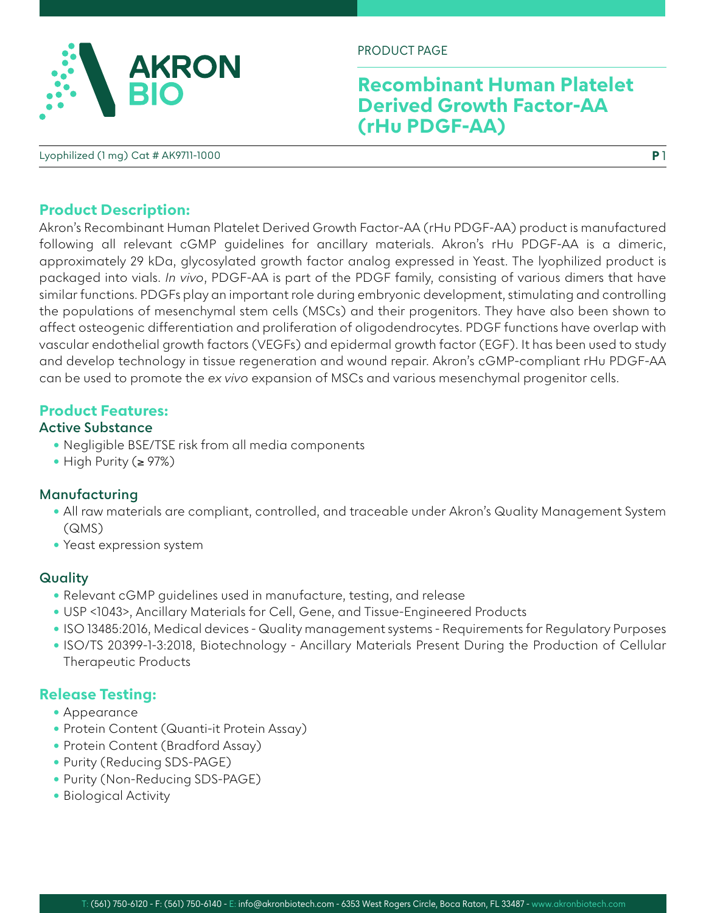PRODUCT PAGE

# Recombinant Human Platelet Derived Growth Factor-AA (rHu PDGF-AA)

Lyophilized (1 mg) Cat # AK9711-1000

## Product Description:

Akron's Recombinant Human Platelet Derived Growth Factor-AA (rHu PDGF-AA) product is manufactured following all relevant cGMP guidelines for ancillary materials. Akron's rHu PDGF-AA is a dimeric, approximately 29 kDa, glycosylated growth factor analog expressed in Yeast. The lyophilized product is packaged into vials. *In vivo*, PDGF-AA is part of the PDGF family, consisting of various dimers that have similar functions. PDGFs play an important role during embryonic development, stimulating and controlling the populations of mesenchymal stem cells (MSCs) and their progenitors. They have also been shown to affect osteogenic differentiation and proliferation of oligodendrocytes. PDGF functions have overlap with vascular endothelial growth factors (VEGFs) and epidermal growth factor (EGF). It has been used to study and develop technology in tissue regeneration and wound repair. Akron's cGMP-compliant rHu PDGF-AA can be used to promote the *ex vivo* expansion of MSCs and various mesenchymal progenitor cells.

## Product Features:

### Active Substance

- Negligible BSE/TSE risk from all media components
- High Purity (≥ 97%)

### Manufacturing

- All raw materials are compliant, controlled, and traceable under Akron's Quality Management System (QMS)
- Yeast expression system

### Quality

- Relevant cGMP guidelines used in manufacture, testing, and release
- USP <1043>, Ancillary Materials for Cell, Gene, and Tissue-Engineered Products
- ISO 13485:2016, Medical devices - Quality management systems - Requirements for Regulatory Purposes
- ISO/TS 20399-1-3:2018, Biotechnology - Ancillary Materials Present During the Production of Cellular Therapeutic Products

## Release Testing:

- Appearance
- Protein Content (Quanti-it Protein Assay)
- Protein Content (Bradford Assay)
- Purity (Reducing SDS-PAGE)
- Purity (Non-Reducing SDS-PAGE)
- Biological Activity

T: (561) 750-6120 - F: (561) 750-6140 - E: info@akronbiotech.com - 6353 West Rogers Circle, Boca Raton, FL 33487 - www.akronbiotech.com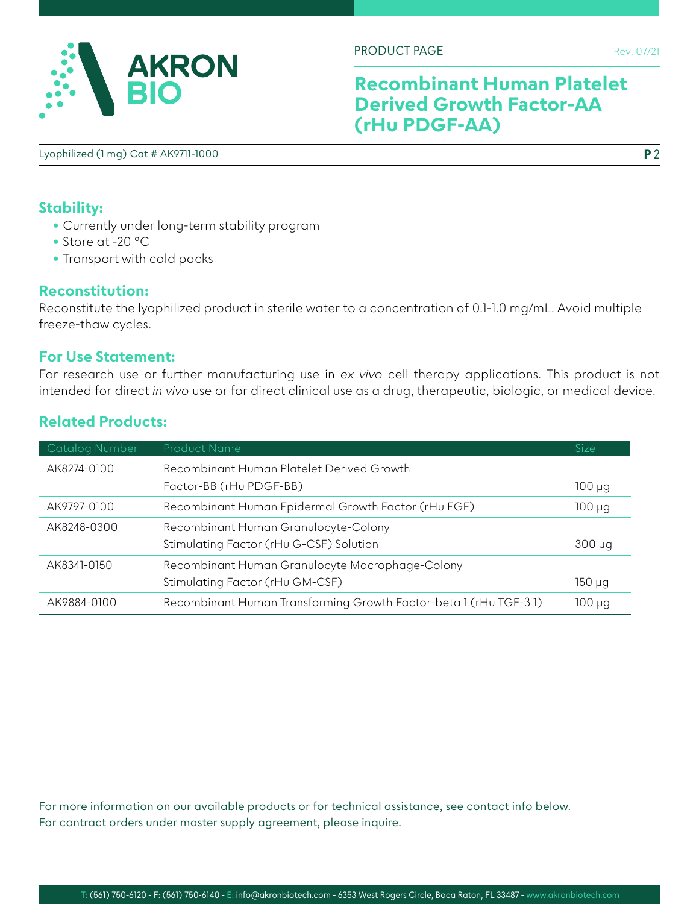## Stability:

- Currently under long-term stability program
- Store at -20 °C
- Transport with cold packs

## Reconstitution:

Reconstitute the lyophilized product in sterile water to a concentration of 0.1-1.0 mg/mL. Avoid multiple freeze-thaw cycles.

## For Use Statement:

For research use or further manufacturing use in *ex vivo* cell therapy applications. This product is not intended for direct *in vivo* use or for direct clinical use as a drug, therapeutic, biologic, or medical device.

## Related Products:

| Catalog Number | Product Name | Size |
|---|---|---|
| AK8274-0100 | Recombinant Human Platelet Derived Growth Factor-BB (rHu PDGF-BB) | 100 µg |
| AK9797-0100 | Recombinant Human Epidermal Growth Factor (rHu EGF) | 100 µg |
| AK8248-0300 | Recombinant Human Granulocyte-Colony Stimulating Factor (rHu G-CSF) Solution | 300 µg |
| AK8341-0150 | Recombinant Human Granulocyte Macrophage-Colony Stimulating Factor (rHu GM-CSF) | 150 µg |
| AK9884-0100 | Recombinant Human Transforming Growth Factor-beta 1 (rHu TGF-β 1) | 100 µg |

For more information on our available products or for technical assistance, see contact info below.
For contract orders under master supply agreement, please inquire.

T: (561) 750-6120 - F: (561) 750-6140 - E: info@akronbiotech.com - 6353 West Rogers Circle, Boca Raton, FL 33487 - www.akronbiotech.com